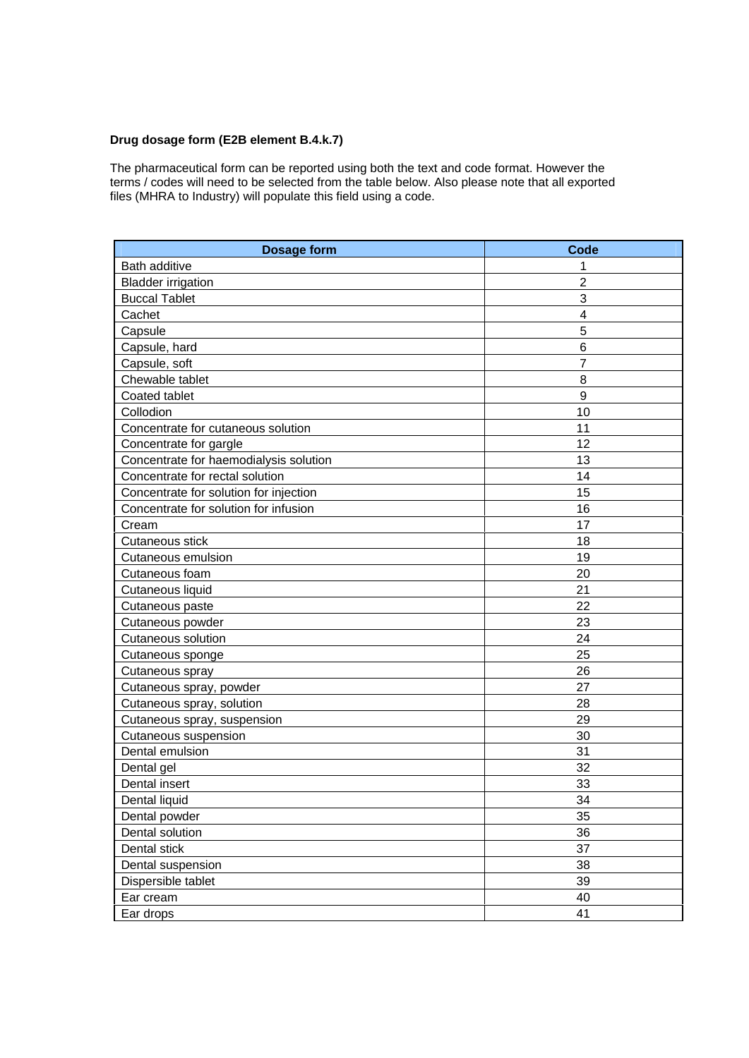**Drug dosage form (E2B element B.4.k.7)**

The pharmaceutical form can be reported using both the text and code format. However the terms / codes will need to be selected from the table below. Also please note that all exported files (MHRA to Industry) will populate this field using a code.

| Dosage form | Code |
|---|---|
| Bath additive | 1 |
| Bladder irrigation | 2 |
| Buccal Tablet | 3 |
| Cachet | 4 |
| Capsule | 5 |
| Capsule, hard | 6 |
| Capsule, soft | 7 |
| Chewable tablet | 8 |
| Coated tablet | 9 |
| Collodion | 10 |
| Concentrate for cutaneous solution | 11 |
| Concentrate for gargle | 12 |
| Concentrate for haemodialysis solution | 13 |
| Concentrate for rectal solution | 14 |
| Concentrate for solution for injection | 15 |
| Concentrate for solution for infusion | 16 |
| Cream | 17 |
| Cutaneous stick | 18 |
| Cutaneous emulsion | 19 |
| Cutaneous foam | 20 |
| Cutaneous liquid | 21 |
| Cutaneous paste | 22 |
| Cutaneous powder | 23 |
| Cutaneous solution | 24 |
| Cutaneous sponge | 25 |
| Cutaneous spray | 26 |
| Cutaneous spray, powder | 27 |
| Cutaneous spray, solution | 28 |
| Cutaneous spray, suspension | 29 |
| Cutaneous suspension | 30 |
| Dental emulsion | 31 |
| Dental gel | 32 |
| Dental insert | 33 |
| Dental liquid | 34 |
| Dental powder | 35 |
| Dental solution | 36 |
| Dental stick | 37 |
| Dental suspension | 38 |
| Dispersible tablet | 39 |
| Ear cream | 40 |
| Ear drops | 41 |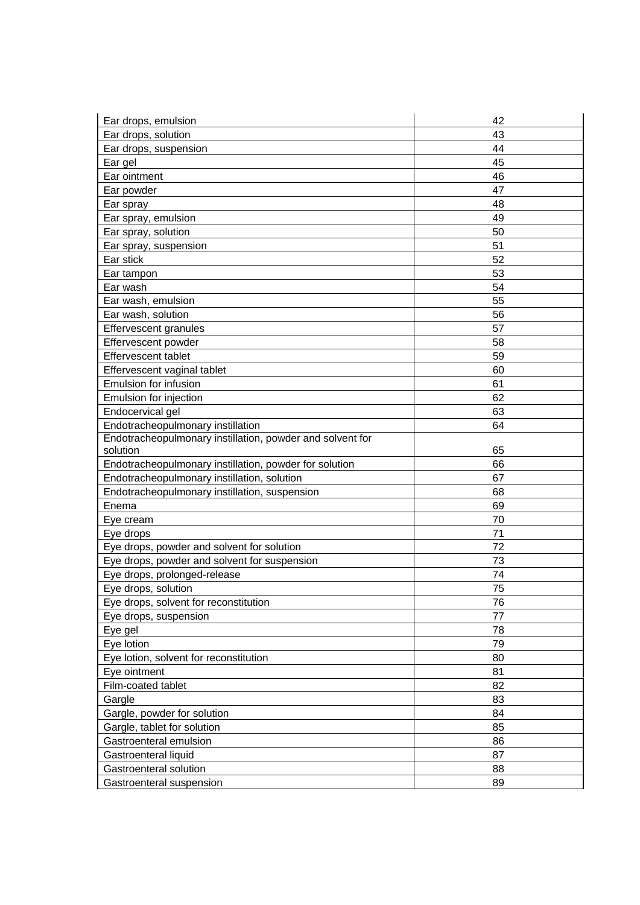| | |
|---|---|
| Ear drops, emulsion | 42 |
| Ear drops, solution | 43 |
| Ear drops, suspension | 44 |
| Ear gel | 45 |
| Ear ointment | 46 |
| Ear powder | 47 |
| Ear spray | 48 |
| Ear spray, emulsion | 49 |
| Ear spray, solution | 50 |
| Ear spray, suspension | 51 |
| Ear stick | 52 |
| Ear tampon | 53 |
| Ear wash | 54 |
| Ear wash, emulsion | 55 |
| Ear wash, solution | 56 |
| Effervescent granules | 57 |
| Effervescent powder | 58 |
| Effervescent tablet | 59 |
| Effervescent vaginal tablet | 60 |
| Emulsion for infusion | 61 |
| Emulsion for injection | 62 |
| Endocervical gel | 63 |
| Endotracheopulmonary instillation | 64 |
| Endotracheopulmonary instillation, powder and solvent for solution | 65 |
| Endotracheopulmonary instillation, powder for solution | 66 |
| Endotracheopulmonary instillation, solution | 67 |
| Endotracheopulmonary instillation, suspension | 68 |
| Enema | 69 |
| Eye cream | 70 |
| Eye drops | 71 |
| Eye drops, powder and solvent for solution | 72 |
| Eye drops, powder and solvent for suspension | 73 |
| Eye drops, prolonged-release | 74 |
| Eye drops, solution | 75 |
| Eye drops, solvent for reconstitution | 76 |
| Eye drops, suspension | 77 |
| Eye gel | 78 |
| Eye lotion | 79 |
| Eye lotion, solvent for reconstitution | 80 |
| Eye ointment | 81 |
| Film-coated tablet | 82 |
| Gargle | 83 |
| Gargle, powder for solution | 84 |
| Gargle, tablet for solution | 85 |
| Gastroenteral emulsion | 86 |
| Gastroenteral liquid | 87 |
| Gastroenteral solution | 88 |
| Gastroenteral suspension | 89 |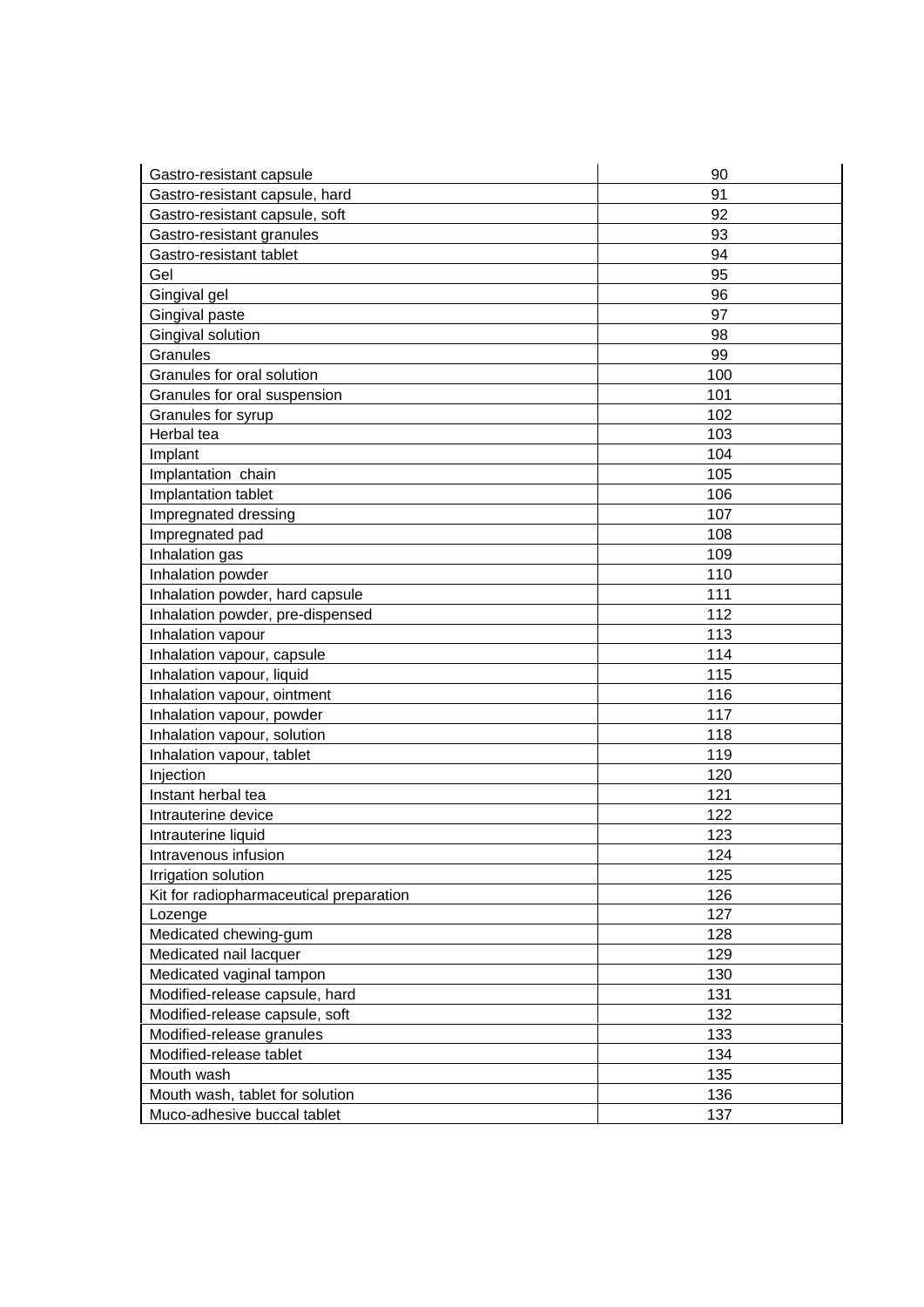| | |
|---|---|
| Gastro-resistant capsule | 90 |
| Gastro-resistant capsule, hard | 91 |
| Gastro-resistant capsule, soft | 92 |
| Gastro-resistant granules | 93 |
| Gastro-resistant tablet | 94 |
| Gel | 95 |
| Gingival gel | 96 |
| Gingival paste | 97 |
| Gingival solution | 98 |
| Granules | 99 |
| Granules for oral solution | 100 |
| Granules for oral suspension | 101 |
| Granules for syrup | 102 |
| Herbal tea | 103 |
| Implant | 104 |
| Implantation  chain | 105 |
| Implantation tablet | 106 |
| Impregnated dressing | 107 |
| Impregnated pad | 108 |
| Inhalation gas | 109 |
| Inhalation powder | 110 |
| Inhalation powder, hard capsule | 111 |
| Inhalation powder, pre-dispensed | 112 |
| Inhalation vapour | 113 |
| Inhalation vapour, capsule | 114 |
| Inhalation vapour, liquid | 115 |
| Inhalation vapour, ointment | 116 |
| Inhalation vapour, powder | 117 |
| Inhalation vapour, solution | 118 |
| Inhalation vapour, tablet | 119 |
| Injection | 120 |
| Instant herbal tea | 121 |
| Intrauterine device | 122 |
| Intrauterine liquid | 123 |
| Intravenous infusion | 124 |
| Irrigation solution | 125 |
| Kit for radiopharmaceutical preparation | 126 |
| Lozenge | 127 |
| Medicated chewing-gum | 128 |
| Medicated nail lacquer | 129 |
| Medicated vaginal tampon | 130 |
| Modified-release capsule, hard | 131 |
| Modified-release capsule, soft | 132 |
| Modified-release granules | 133 |
| Modified-release tablet | 134 |
| Mouth wash | 135 |
| Mouth wash, tablet for solution | 136 |
| Muco-adhesive buccal tablet | 137 |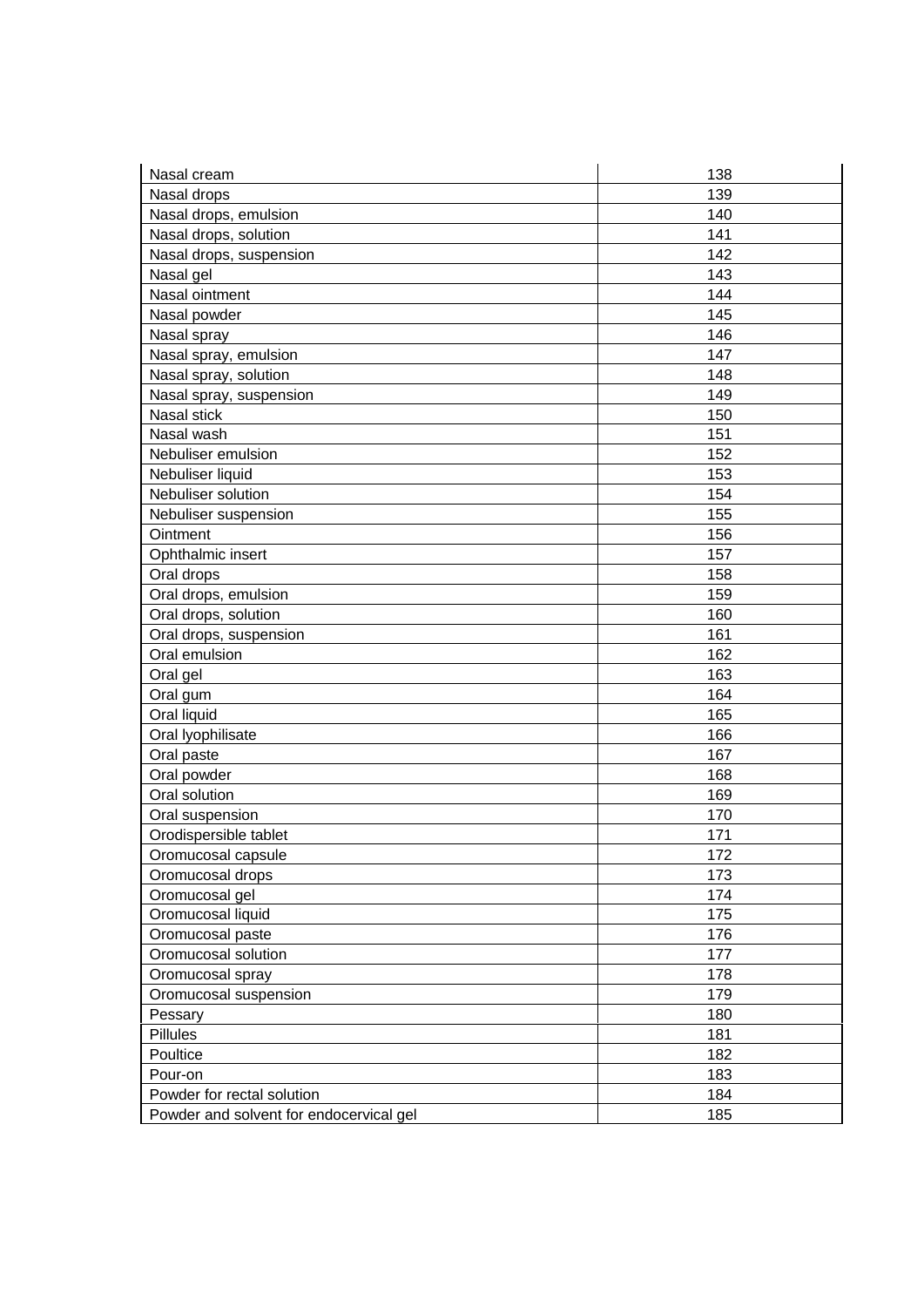| | |
|---|---|
| Nasal cream | 138 |
| Nasal drops | 139 |
| Nasal drops, emulsion | 140 |
| Nasal drops, solution | 141 |
| Nasal drops, suspension | 142 |
| Nasal gel | 143 |
| Nasal ointment | 144 |
| Nasal powder | 145 |
| Nasal spray | 146 |
| Nasal spray, emulsion | 147 |
| Nasal spray, solution | 148 |
| Nasal spray, suspension | 149 |
| Nasal stick | 150 |
| Nasal wash | 151 |
| Nebuliser emulsion | 152 |
| Nebuliser liquid | 153 |
| Nebuliser solution | 154 |
| Nebuliser suspension | 155 |
| Ointment | 156 |
| Ophthalmic insert | 157 |
| Oral drops | 158 |
| Oral drops, emulsion | 159 |
| Oral drops, solution | 160 |
| Oral drops, suspension | 161 |
| Oral emulsion | 162 |
| Oral gel | 163 |
| Oral gum | 164 |
| Oral liquid | 165 |
| Oral lyophilisate | 166 |
| Oral paste | 167 |
| Oral powder | 168 |
| Oral solution | 169 |
| Oral suspension | 170 |
| Orodispersible tablet | 171 |
| Oromucosal capsule | 172 |
| Oromucosal drops | 173 |
| Oromucosal gel | 174 |
| Oromucosal liquid | 175 |
| Oromucosal paste | 176 |
| Oromucosal solution | 177 |
| Oromucosal spray | 178 |
| Oromucosal suspension | 179 |
| Pessary | 180 |
| Pillules | 181 |
| Poultice | 182 |
| Pour-on | 183 |
| Powder for rectal solution | 184 |
| Powder and solvent for endocervical gel | 185 |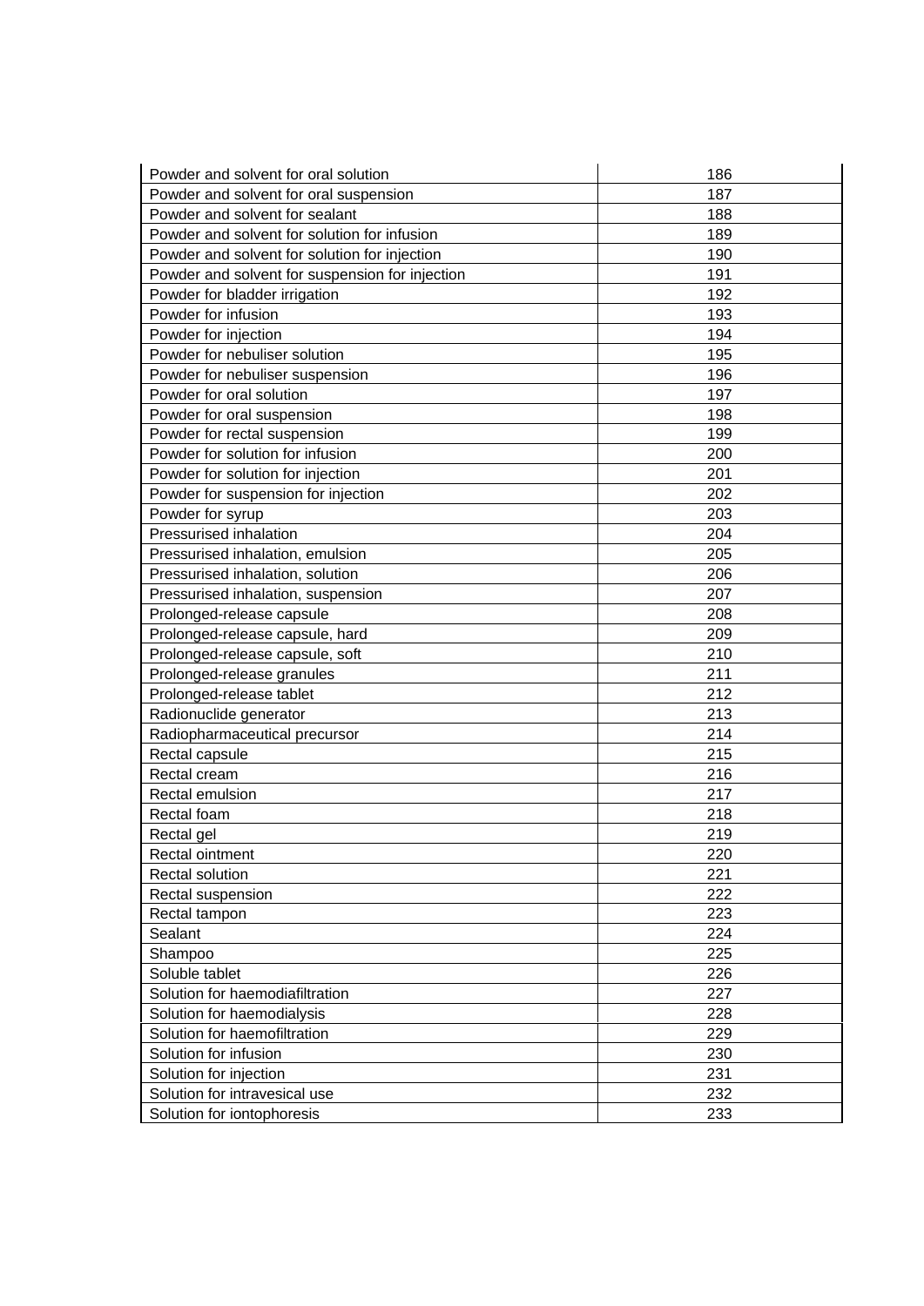| Powder and solvent for oral solution | 186 |
| --- | --- |
| Powder and solvent for oral suspension | 187 |
| Powder and solvent for sealant | 188 |
| Powder and solvent for solution for infusion | 189 |
| Powder and solvent for solution for injection | 190 |
| Powder and solvent for suspension for injection | 191 |
| Powder for bladder irrigation | 192 |
| Powder for infusion | 193 |
| Powder for injection | 194 |
| Powder for nebuliser solution | 195 |
| Powder for nebuliser suspension | 196 |
| Powder for oral solution | 197 |
| Powder for oral suspension | 198 |
| Powder for rectal suspension | 199 |
| Powder for solution for infusion | 200 |
| Powder for solution for injection | 201 |
| Powder for suspension for injection | 202 |
| Powder for syrup | 203 |
| Pressurised inhalation | 204 |
| Pressurised inhalation, emulsion | 205 |
| Pressurised inhalation, solution | 206 |
| Pressurised inhalation, suspension | 207 |
| Prolonged-release capsule | 208 |
| Prolonged-release capsule, hard | 209 |
| Prolonged-release capsule, soft | 210 |
| Prolonged-release granules | 211 |
| Prolonged-release tablet | 212 |
| Radionuclide generator | 213 |
| Radiopharmaceutical precursor | 214 |
| Rectal capsule | 215 |
| Rectal cream | 216 |
| Rectal emulsion | 217 |
| Rectal foam | 218 |
| Rectal gel | 219 |
| Rectal ointment | 220 |
| Rectal solution | 221 |
| Rectal suspension | 222 |
| Rectal tampon | 223 |
| Sealant | 224 |
| Shampoo | 225 |
| Soluble tablet | 226 |
| Solution for haemodiafiltration | 227 |
| Solution for haemodialysis | 228 |
| Solution for haemofiltration | 229 |
| Solution for infusion | 230 |
| Solution for injection | 231 |
| Solution for intravesical use | 232 |
| Solution for iontophoresis | 233 |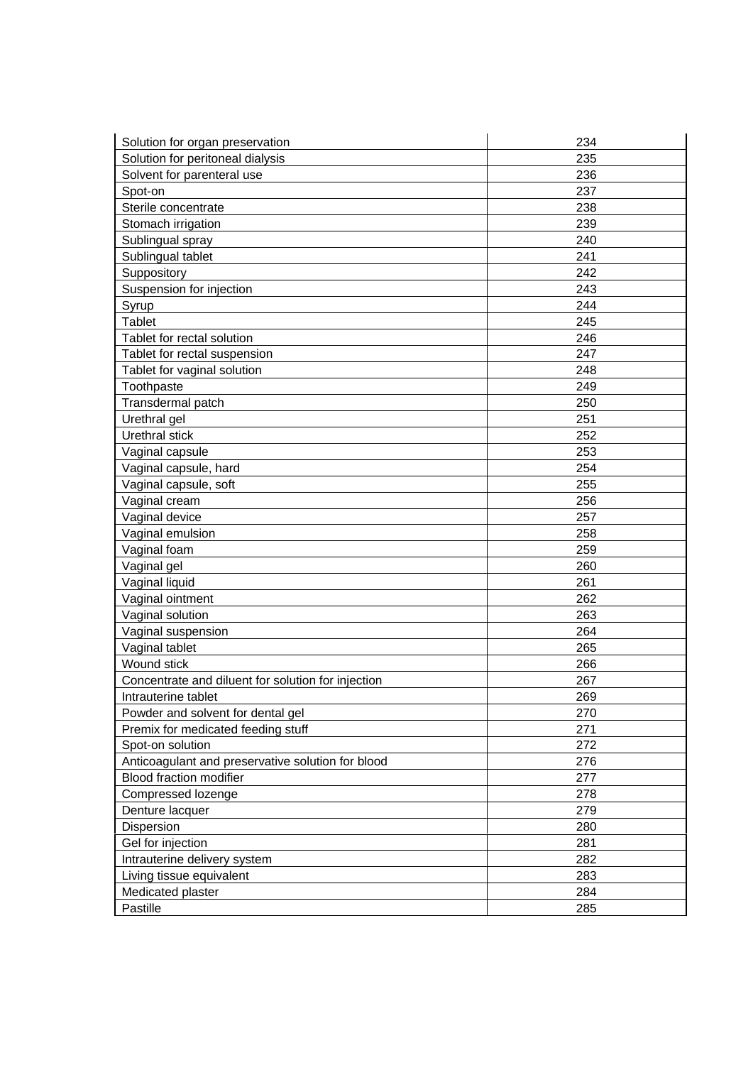| Solution for organ preservation | 234 |
| --- | --- |
| Solution for peritoneal dialysis | 235 |
| Solvent for parenteral use | 236 |
| Spot-on | 237 |
| Sterile concentrate | 238 |
| Stomach irrigation | 239 |
| Sublingual spray | 240 |
| Sublingual tablet | 241 |
| Suppository | 242 |
| Suspension for injection | 243 |
| Syrup | 244 |
| Tablet | 245 |
| Tablet for rectal solution | 246 |
| Tablet for rectal suspension | 247 |
| Tablet for vaginal solution | 248 |
| Toothpaste | 249 |
| Transdermal patch | 250 |
| Urethral gel | 251 |
| Urethral stick | 252 |
| Vaginal capsule | 253 |
| Vaginal capsule, hard | 254 |
| Vaginal capsule, soft | 255 |
| Vaginal cream | 256 |
| Vaginal device | 257 |
| Vaginal emulsion | 258 |
| Vaginal foam | 259 |
| Vaginal gel | 260 |
| Vaginal liquid | 261 |
| Vaginal ointment | 262 |
| Vaginal solution | 263 |
| Vaginal suspension | 264 |
| Vaginal tablet | 265 |
| Wound stick | 266 |
| Concentrate and diluent for solution for injection | 267 |
| Intrauterine tablet | 269 |
| Powder and solvent for dental gel | 270 |
| Premix for medicated feeding stuff | 271 |
| Spot-on solution | 272 |
| Anticoagulant and preservative solution for blood | 276 |
| Blood fraction modifier | 277 |
| Compressed lozenge | 278 |
| Denture lacquer | 279 |
| Dispersion | 280 |
| Gel for injection | 281 |
| Intrauterine delivery system | 282 |
| Living tissue equivalent | 283 |
| Medicated plaster | 284 |
| Pastille | 285 |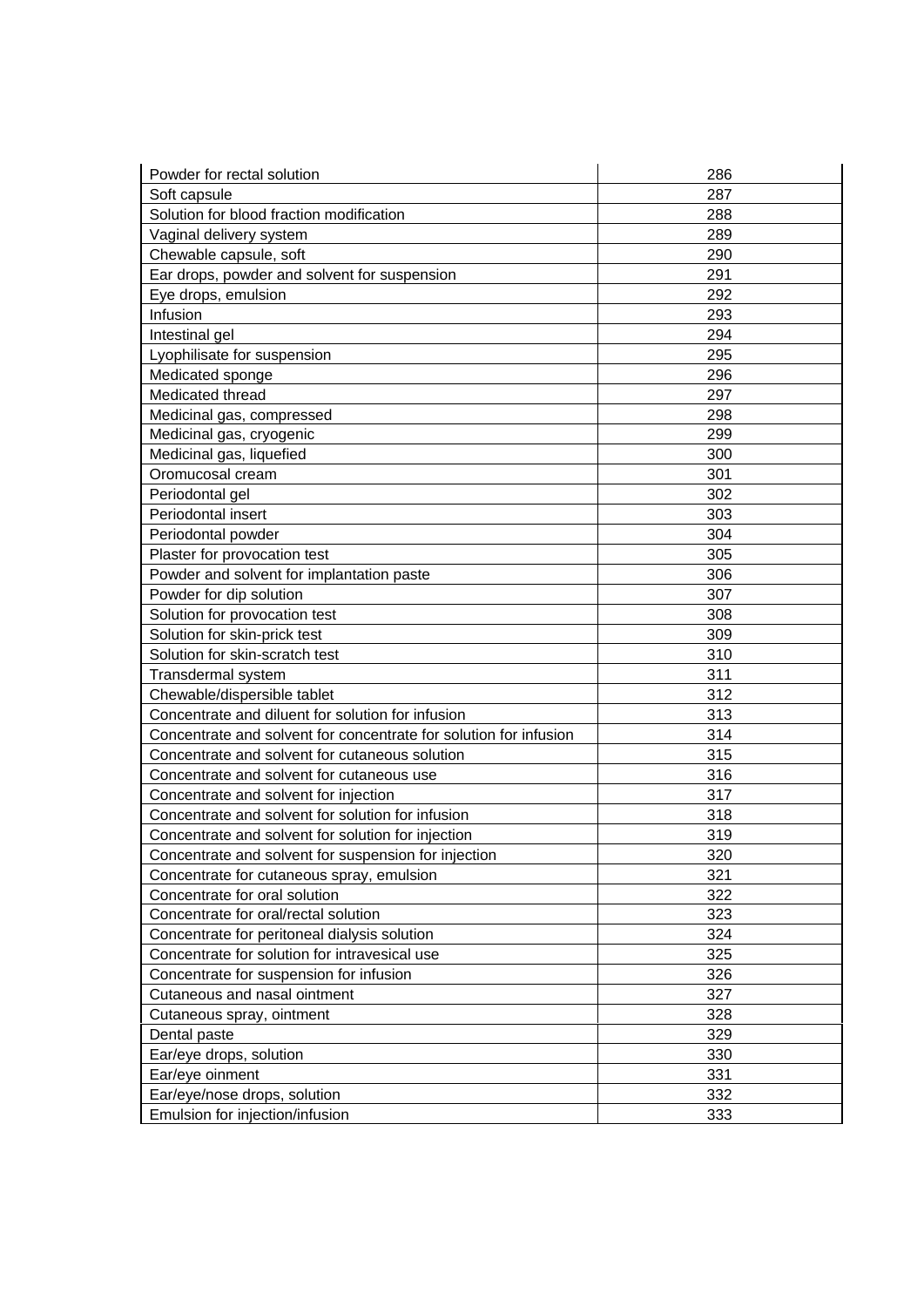| | |
|---|---|
| Powder for rectal solution | 286 |
| Soft capsule | 287 |
| Solution for blood fraction modification | 288 |
| Vaginal delivery system | 289 |
| Chewable capsule, soft | 290 |
| Ear drops, powder and solvent for suspension | 291 |
| Eye drops, emulsion | 292 |
| Infusion | 293 |
| Intestinal gel | 294 |
| Lyophilisate for suspension | 295 |
| Medicated sponge | 296 |
| Medicated thread | 297 |
| Medicinal gas, compressed | 298 |
| Medicinal gas, cryogenic | 299 |
| Medicinal gas, liquefied | 300 |
| Oromucosal cream | 301 |
| Periodontal gel | 302 |
| Periodontal insert | 303 |
| Periodontal powder | 304 |
| Plaster for provocation test | 305 |
| Powder and solvent for implantation paste | 306 |
| Powder for dip solution | 307 |
| Solution for provocation test | 308 |
| Solution for skin-prick test | 309 |
| Solution for skin-scratch test | 310 |
| Transdermal system | 311 |
| Chewable/dispersible tablet | 312 |
| Concentrate and diluent for solution for infusion | 313 |
| Concentrate and solvent for concentrate for solution for infusion | 314 |
| Concentrate and solvent for cutaneous solution | 315 |
| Concentrate and solvent for cutaneous use | 316 |
| Concentrate and solvent for injection | 317 |
| Concentrate and solvent for solution for infusion | 318 |
| Concentrate and solvent for solution for injection | 319 |
| Concentrate and solvent for suspension for injection | 320 |
| Concentrate for cutaneous spray, emulsion | 321 |
| Concentrate for oral solution | 322 |
| Concentrate for oral/rectal solution | 323 |
| Concentrate for peritoneal dialysis solution | 324 |
| Concentrate for solution for intravesical use | 325 |
| Concentrate for suspension for infusion | 326 |
| Cutaneous and nasal ointment | 327 |
| Cutaneous spray, ointment | 328 |
| Dental paste | 329 |
| Ear/eye drops, solution | 330 |
| Ear/eye oinment | 331 |
| Ear/eye/nose drops, solution | 332 |
| Emulsion for injection/infusion | 333 |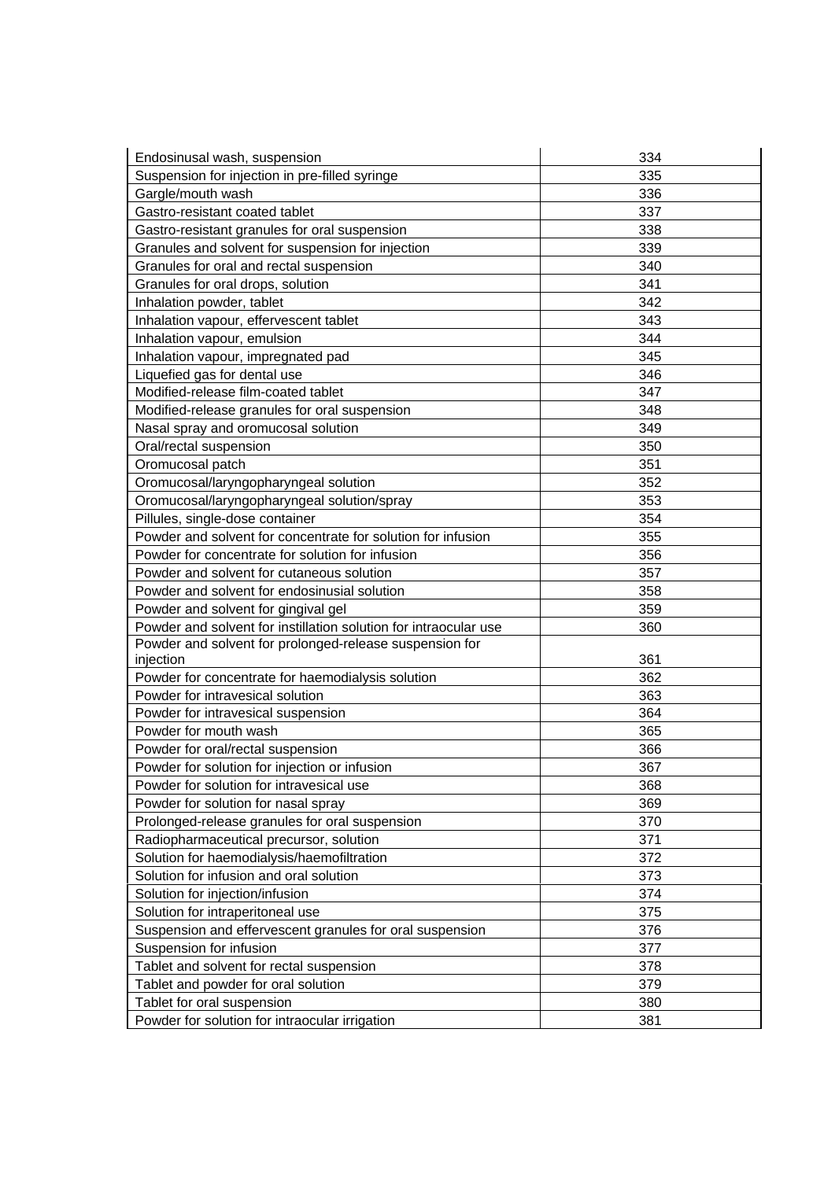| | |
|---|---|
| Endosinusal wash, suspension | 334 |
| Suspension for injection in pre-filled syringe | 335 |
| Gargle/mouth wash | 336 |
| Gastro-resistant coated tablet | 337 |
| Gastro-resistant granules for oral suspension | 338 |
| Granules and solvent for suspension for injection | 339 |
| Granules for oral and rectal suspension | 340 |
| Granules for oral drops, solution | 341 |
| Inhalation powder, tablet | 342 |
| Inhalation vapour, effervescent tablet | 343 |
| Inhalation vapour, emulsion | 344 |
| Inhalation vapour, impregnated pad | 345 |
| Liquefied gas for dental use | 346 |
| Modified-release film-coated tablet | 347 |
| Modified-release granules for oral suspension | 348 |
| Nasal spray and oromucosal solution | 349 |
| Oral/rectal suspension | 350 |
| Oromucosal patch | 351 |
| Oromucosal/laryngopharyngeal solution | 352 |
| Oromucosal/laryngopharyngeal solution/spray | 353 |
| Pillules, single-dose container | 354 |
| Powder and solvent for concentrate for solution for infusion | 355 |
| Powder for concentrate for solution for infusion | 356 |
| Powder and solvent for cutaneous solution | 357 |
| Powder and solvent for endosinusial solution | 358 |
| Powder and solvent for gingival gel | 359 |
| Powder and solvent for instillation solution for intraocular use | 360 |
| Powder and solvent for prolonged-release suspension for injection | 361 |
| Powder for concentrate for haemodialysis solution | 362 |
| Powder for intravesical solution | 363 |
| Powder for intravesical suspension | 364 |
| Powder for mouth wash | 365 |
| Powder for oral/rectal suspension | 366 |
| Powder for solution for injection or infusion | 367 |
| Powder for solution for intravesical use | 368 |
| Powder for solution for nasal spray | 369 |
| Prolonged-release granules for oral suspension | 370 |
| Radiopharmaceutical precursor, solution | 371 |
| Solution for haemodialysis/haemofiltration | 372 |
| Solution for infusion and oral solution | 373 |
| Solution for injection/infusion | 374 |
| Solution for intraperitoneal use | 375 |
| Suspension and effervescent granules for oral suspension | 376 |
| Suspension for infusion | 377 |
| Tablet and solvent for rectal suspension | 378 |
| Tablet and powder for oral solution | 379 |
| Tablet for oral suspension | 380 |
| Powder for solution for intraocular irrigation | 381 |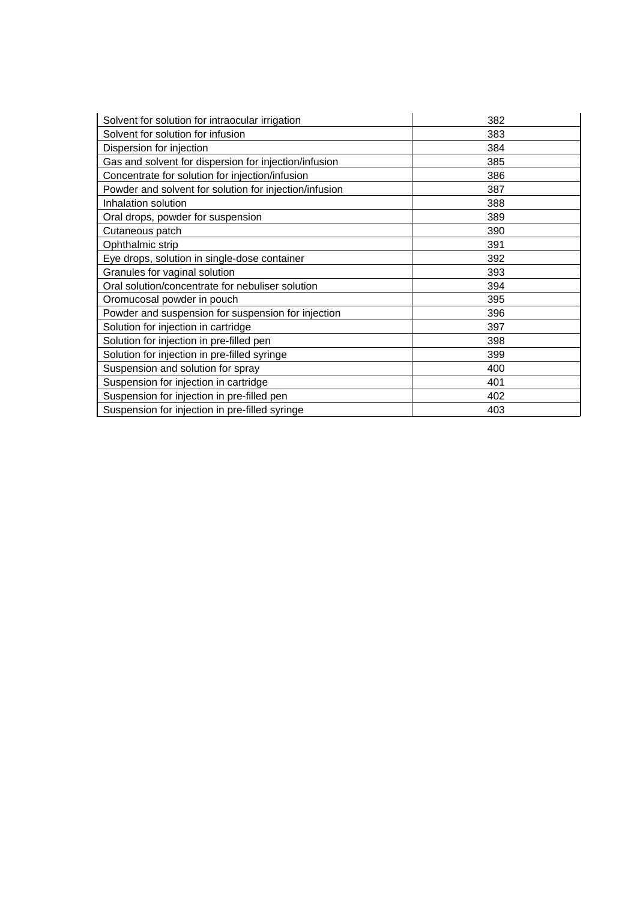| | |
|---|---|
| Solvent for solution for intraocular irrigation | 382 |
| Solvent for solution for infusion | 383 |
| Dispersion for injection | 384 |
| Gas and solvent for dispersion for injection/infusion | 385 |
| Concentrate for solution for injection/infusion | 386 |
| Powder and solvent for solution for injection/infusion | 387 |
| Inhalation solution | 388 |
| Oral drops, powder for suspension | 389 |
| Cutaneous patch | 390 |
| Ophthalmic strip | 391 |
| Eye drops, solution in single-dose container | 392 |
| Granules for vaginal solution | 393 |
| Oral solution/concentrate for nebuliser solution | 394 |
| Oromucosal powder in pouch | 395 |
| Powder and suspension for suspension for injection | 396 |
| Solution for injection in cartridge | 397 |
| Solution for injection in pre-filled pen | 398 |
| Solution for injection in pre-filled syringe | 399 |
| Suspension and solution for spray | 400 |
| Suspension for injection in cartridge | 401 |
| Suspension for injection in pre-filled pen | 402 |
| Suspension for injection in pre-filled syringe | 403 |